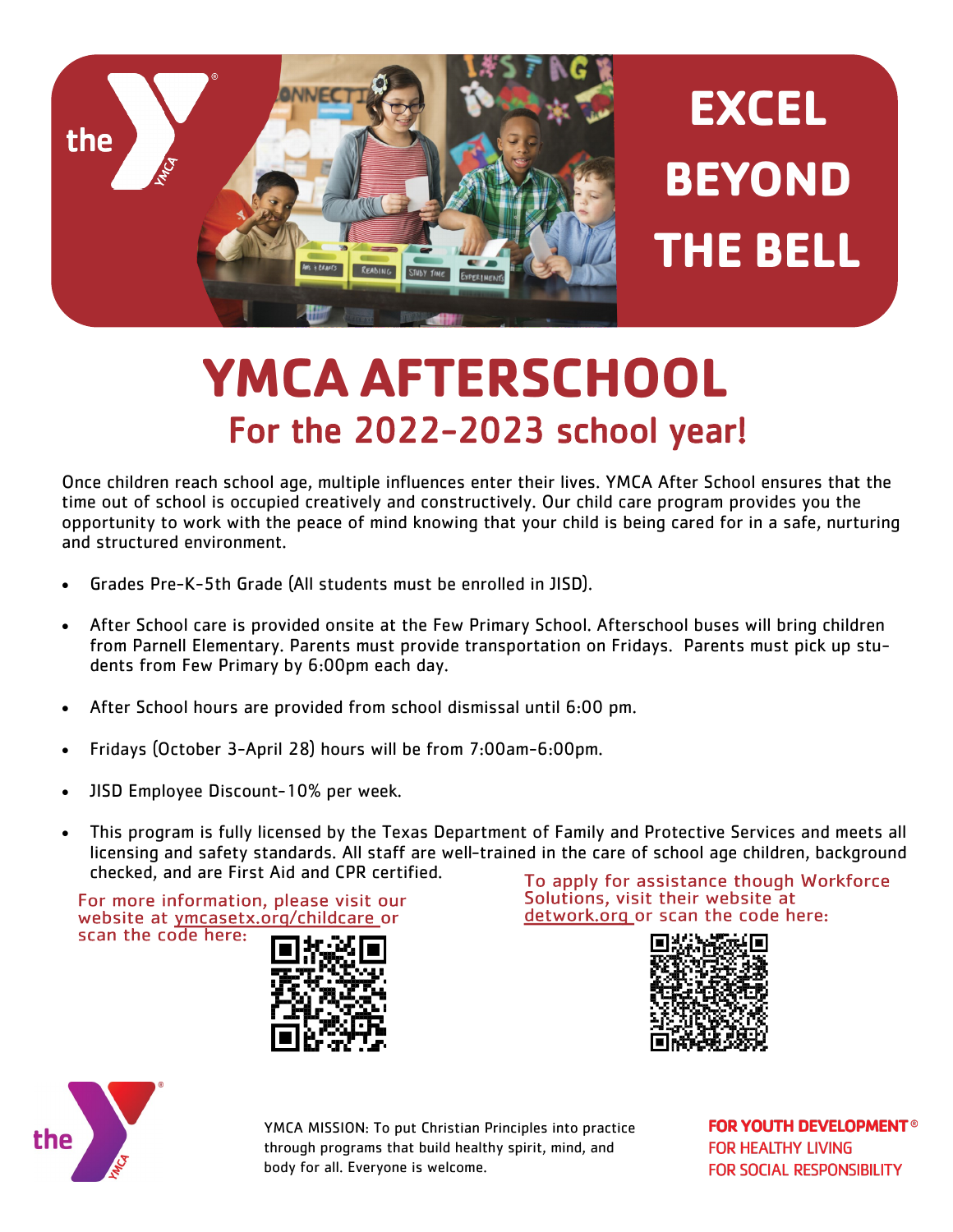EXCEL BEYOND THE BELL

# YMCA AFTERSCHOOL

## For the 2022-2023 school year!

Once children reach school age, multiple influences enter their lives. YMCA After School ensures that the time out of school is occupied creatively and constructively. Our child care program provides you the opportunity to work with the peace of mind knowing that your child is being cared for in a safe, nurturing and structured environment.

- Grades Pre-K-5th Grade (All students must be enrolled in JISD).
- After School care is provided onsite at the Few Primary School. Afterschool buses will bring children from Parnell Elementary. Parents must provide transportation on Fridays. Parents must pick up students from Few Primary by 6:00pm each day.
- After School hours are provided from school dismissal until 6:00 pm.
- Fridays (October 3-April 28) hours will be from 7:00am-6:00pm.
- JISD Employee Discount-10% per week.
- This program is fully licensed by the Texas Department of Family and Protective Services and meets all licensing and safety standards. All staff are well-trained in the care of school age children, background checked, and are First Aid and CPR certified.

For more information, please visit our website at ymcasetx.org/childcare or scan the code here:

To apply for assistance though Workforce Solutions, visit their website at detwork.org or scan the code here:

YMCA MISSION: To put Christian Principles into practice through programs that build healthy spirit, mind, and body for all. Everyone is welcome.

FOR YOUTH DEVELOPMENT®
FOR HEALTHY LIVING
FOR SOCIAL RESPONSIBILITY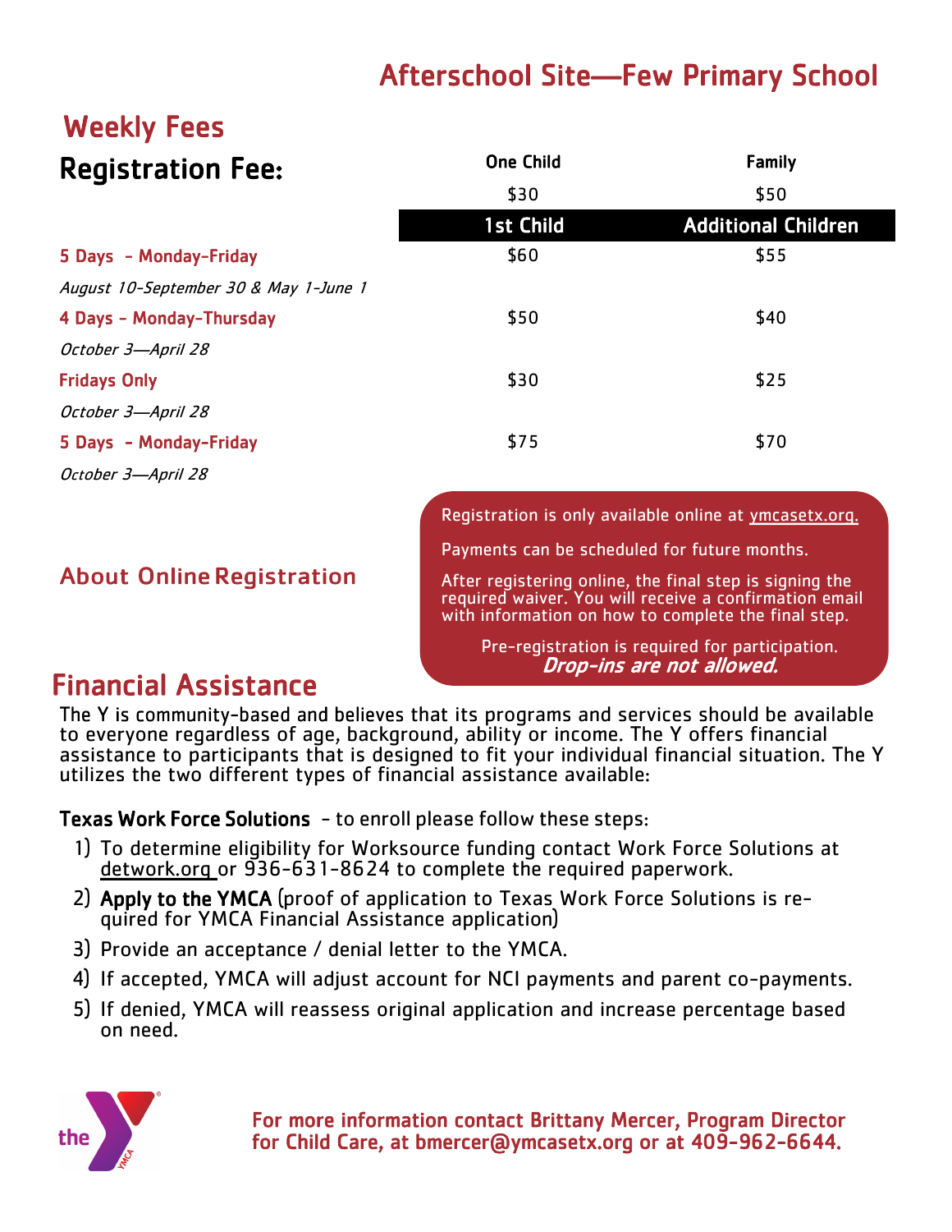# Afterschool Site—Few Primary School

## Weekly Fees

| Registration Fee: | One Child | Family |
|---|---|---|
| | $30 | $50 |
| | **1st Child** | **Additional Children** |
| **5 Days - Monday-Friday** *August 10-September 30 & May 1-June 1* | $60 | $55 |
| **4 Days - Monday-Thursday** *October 3—April 28* | $50 | $40 |
| **Fridays Only** *October 3—April 28* | $30 | $25 |
| **5 Days - Monday-Friday** *October 3—April 28* | $75 | $70 |

## About Online Registration

Registration is only available online at ymcasetx.org.

Payments can be scheduled for future months.

After registering online, the final step is signing the required waiver. You will receive a confirmation email with information on how to complete the final step.

Pre-registration is required for participation. ***Drop-ins are not allowed.***

## Financial Assistance

The Y is community-based and believes that its programs and services should be available to everyone regardless of age, background, ability or income. The Y offers financial assistance to participants that is designed to fit your individual financial situation. The Y utilizes the two different types of financial assistance available:

**Texas Work Force Solutions** - to enroll please follow these steps:

1) To determine eligibility for Worksource funding contact Work Force Solutions at detwork.org or 936-631-8624 to complete the required paperwork.
2) **Apply to the YMCA** (proof of application to Texas Work Force Solutions is required for YMCA Financial Assistance application)
3) Provide an acceptance / denial letter to the YMCA.
4) If accepted, YMCA will adjust account for NCI payments and parent co-payments.
5) If denied, YMCA will reassess original application and increase percentage based on need.

For more information contact Brittany Mercer, Program Director for Child Care, at bmercer@ymcasetx.org or at 409-962-6644.